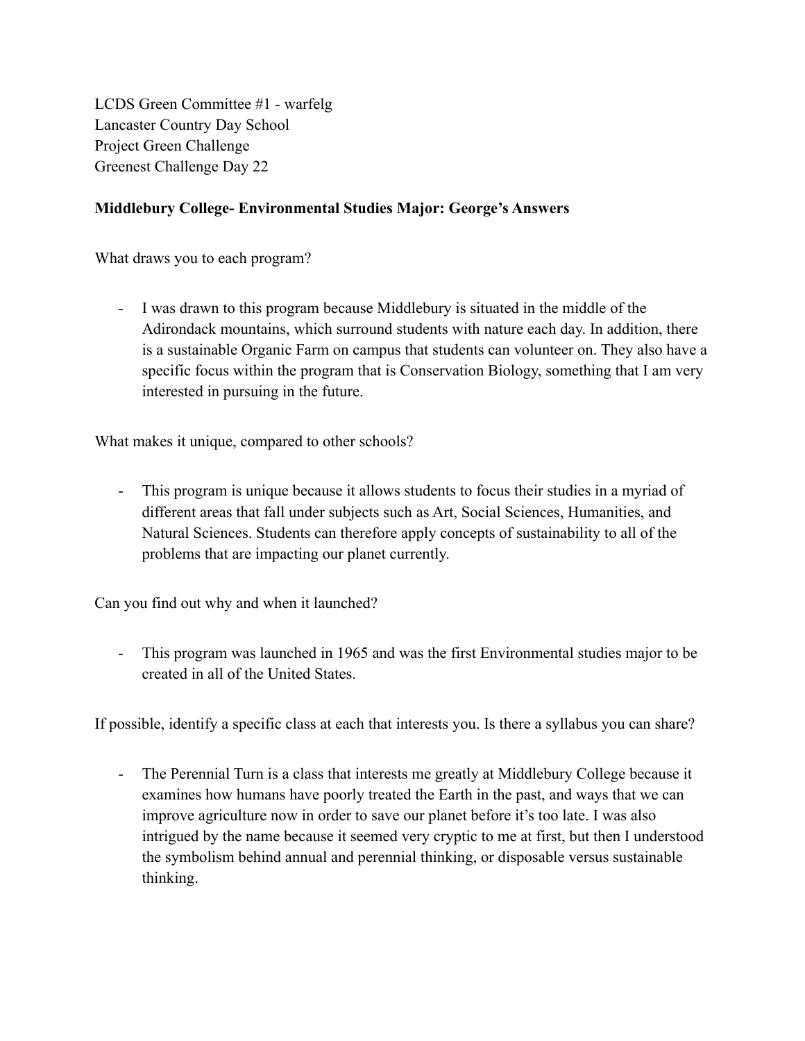LCDS Green Committee #1 - warfelg
Lancaster Country Day School
Project Green Challenge
Greenest Challenge Day 22

**Middlebury College- Environmental Studies Major: George's Answers**

What draws you to each program?

- I was drawn to this program because Middlebury is situated in the middle of the Adirondack mountains, which surround students with nature each day. In addition, there is a sustainable Organic Farm on campus that students can volunteer on. They also have a specific focus within the program that is Conservation Biology, something that I am very interested in pursuing in the future.

What makes it unique, compared to other schools?

- This program is unique because it allows students to focus their studies in a myriad of different areas that fall under subjects such as Art, Social Sciences, Humanities, and Natural Sciences. Students can therefore apply concepts of sustainability to all of the problems that are impacting our planet currently.

Can you find out why and when it launched?

- This program was launched in 1965 and was the first Environmental studies major to be created in all of the United States.

If possible, identify a specific class at each that interests you. Is there a syllabus you can share?

- The Perennial Turn is a class that interests me greatly at Middlebury College because it examines how humans have poorly treated the Earth in the past, and ways that we can improve agriculture now in order to save our planet before it's too late. I was also intrigued by the name because it seemed very cryptic to me at first, but then I understood the symbolism behind annual and perennial thinking, or disposable versus sustainable thinking.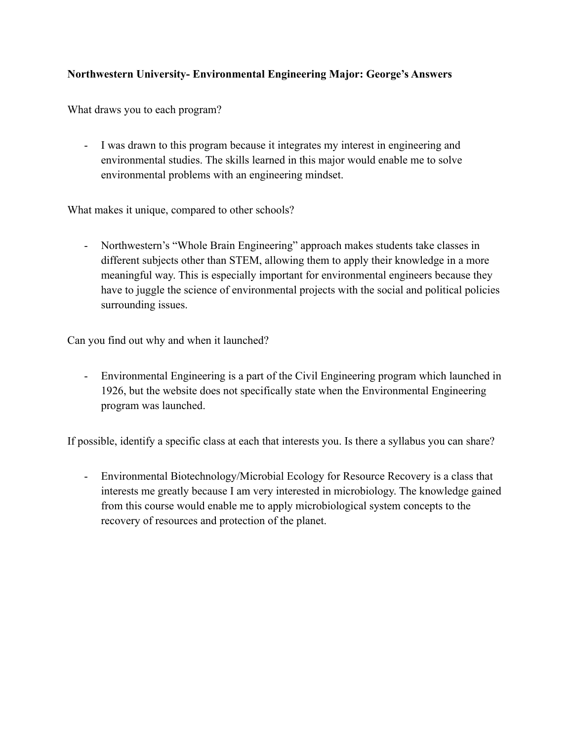**Northwestern University- Environmental Engineering Major: George's Answers**

What draws you to each program?

- I was drawn to this program because it integrates my interest in engineering and environmental studies. The skills learned in this major would enable me to solve environmental problems with an engineering mindset.

What makes it unique, compared to other schools?

- Northwestern's "Whole Brain Engineering" approach makes students take classes in different subjects other than STEM, allowing them to apply their knowledge in a more meaningful way. This is especially important for environmental engineers because they have to juggle the science of environmental projects with the social and political policies surrounding issues.

Can you find out why and when it launched?

- Environmental Engineering is a part of the Civil Engineering program which launched in 1926, but the website does not specifically state when the Environmental Engineering program was launched.

If possible, identify a specific class at each that interests you. Is there a syllabus you can share?

- Environmental Biotechnology/Microbial Ecology for Resource Recovery is a class that interests me greatly because I am very interested in microbiology. The knowledge gained from this course would enable me to apply microbiological system concepts to the recovery of resources and protection of the planet.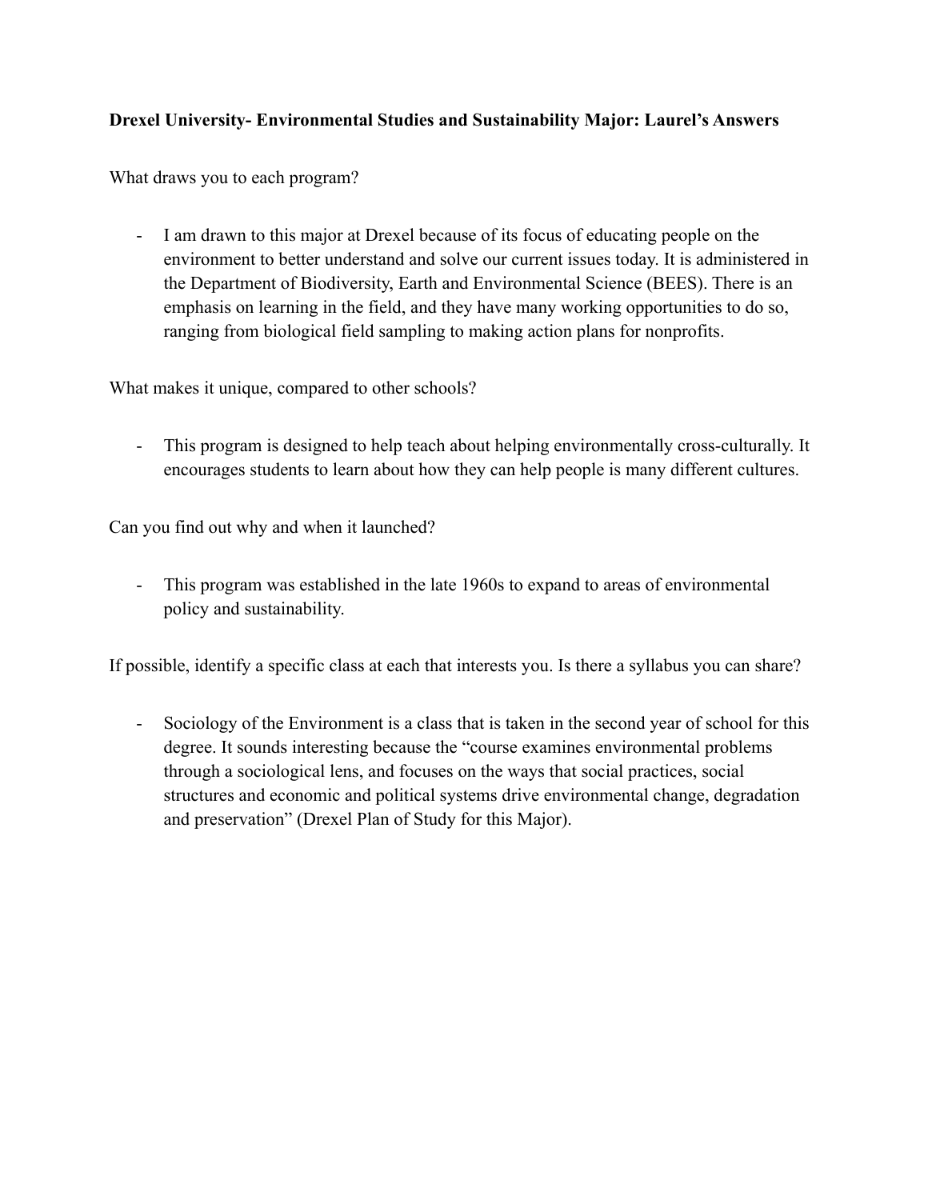**Drexel University- Environmental Studies and Sustainability Major: Laurel's Answers**

What draws you to each program?

- I am drawn to this major at Drexel because of its focus of educating people on the environment to better understand and solve our current issues today. It is administered in the Department of Biodiversity, Earth and Environmental Science (BEES). There is an emphasis on learning in the field, and they have many working opportunities to do so, ranging from biological field sampling to making action plans for nonprofits.

What makes it unique, compared to other schools?

- This program is designed to help teach about helping environmentally cross-culturally. It encourages students to learn about how they can help people is many different cultures.

Can you find out why and when it launched?

- This program was established in the late 1960s to expand to areas of environmental policy and sustainability.

If possible, identify a specific class at each that interests you. Is there a syllabus you can share?

- Sociology of the Environment is a class that is taken in the second year of school for this degree. It sounds interesting because the "course examines environmental problems through a sociological lens, and focuses on the ways that social practices, social structures and economic and political systems drive environmental change, degradation and preservation" (Drexel Plan of Study for this Major).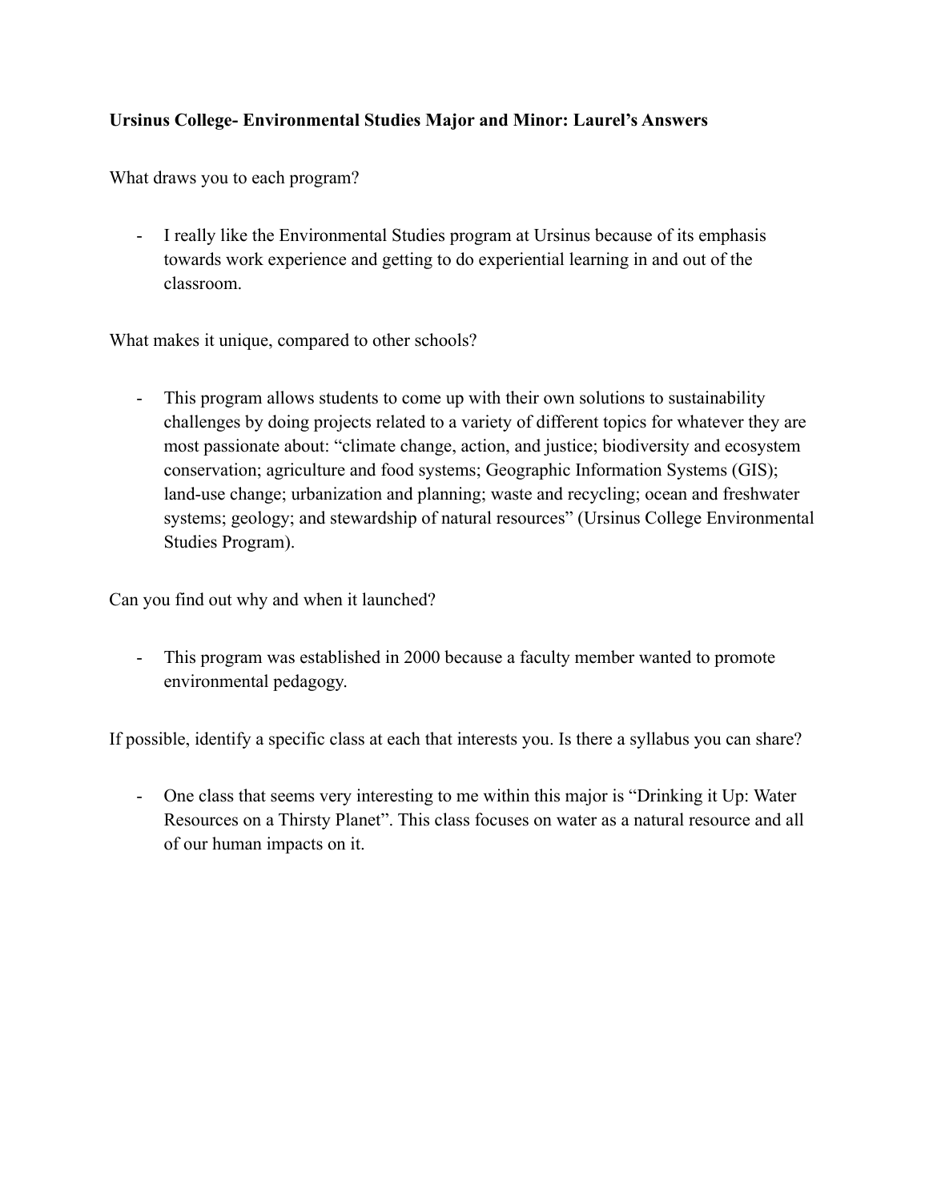**Ursinus College- Environmental Studies Major and Minor: Laurel's Answers**

What draws you to each program?

- I really like the Environmental Studies program at Ursinus because of its emphasis towards work experience and getting to do experiential learning in and out of the classroom.

What makes it unique, compared to other schools?

- This program allows students to come up with their own solutions to sustainability challenges by doing projects related to a variety of different topics for whatever they are most passionate about: "climate change, action, and justice; biodiversity and ecosystem conservation; agriculture and food systems; Geographic Information Systems (GIS); land-use change; urbanization and planning; waste and recycling; ocean and freshwater systems; geology; and stewardship of natural resources" (Ursinus College Environmental Studies Program).

Can you find out why and when it launched?

- This program was established in 2000 because a faculty member wanted to promote environmental pedagogy.

If possible, identify a specific class at each that interests you. Is there a syllabus you can share?

- One class that seems very interesting to me within this major is "Drinking it Up: Water Resources on a Thirsty Planet". This class focuses on water as a natural resource and all of our human impacts on it.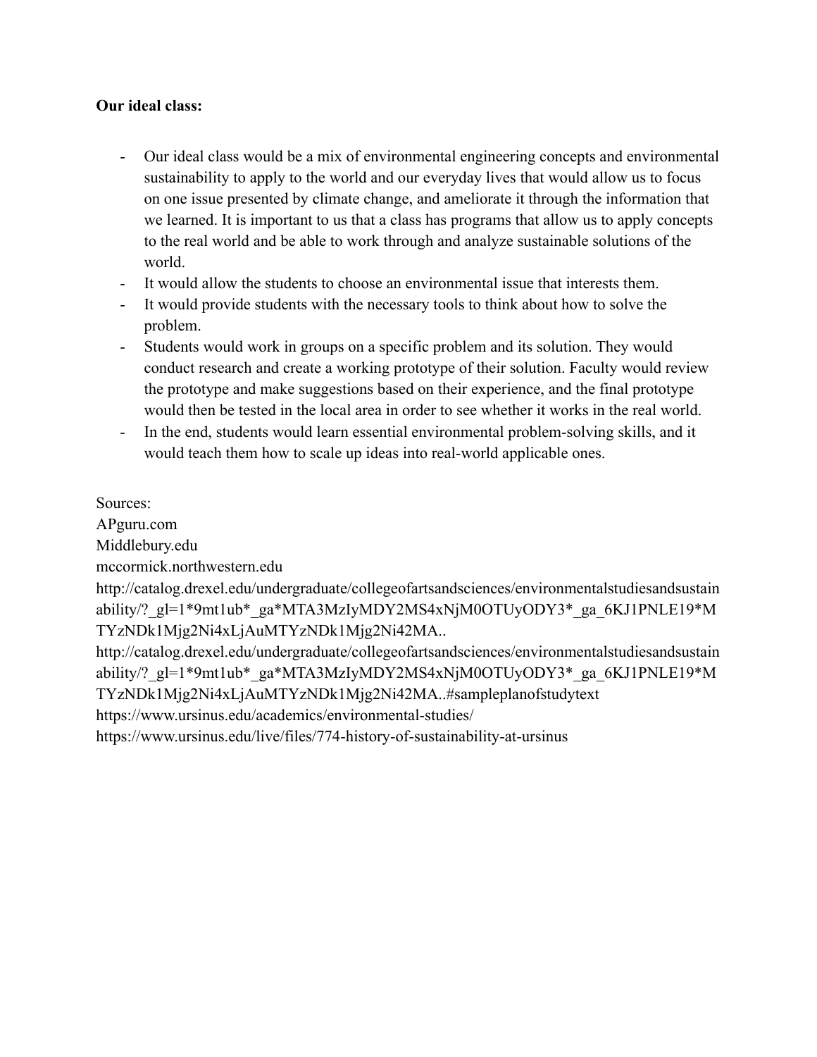**Our ideal class:**

- Our ideal class would be a mix of environmental engineering concepts and environmental sustainability to apply to the world and our everyday lives that would allow us to focus on one issue presented by climate change, and ameliorate it through the information that we learned. It is important to us that a class has programs that allow us to apply concepts to the real world and be able to work through and analyze sustainable solutions of the world.
- It would allow the students to choose an environmental issue that interests them.
- It would provide students with the necessary tools to think about how to solve the problem.
- Students would work in groups on a specific problem and its solution. They would conduct research and create a working prototype of their solution. Faculty would review the prototype and make suggestions based on their experience, and the final prototype would then be tested in the local area in order to see whether it works in the real world.
- In the end, students would learn essential environmental problem-solving skills, and it would teach them how to scale up ideas into real-world applicable ones.

Sources:
APguru.com
Middlebury.edu
mccormick.northwestern.edu
http://catalog.drexel.edu/undergraduate/collegeofartsandsciences/environmentalstudiesandsustainability/?_gl=1*9mt1ub*_ga*MTA3MzIyMDY2MS4xNjM0OTUyODY3*_ga_6KJ1PNLE19*MTYzNDk1Mjg2Ni4xLjAuMTYzNDk1Mjg2Ni42MA..
http://catalog.drexel.edu/undergraduate/collegeofartsandsciences/environmentalstudiesandsustainability/?_gl=1*9mt1ub*_ga*MTA3MzIyMDY2MS4xNjM0OTUyODY3*_ga_6KJ1PNLE19*MTYzNDk1Mjg2Ni4xLjAuMTYzNDk1Mjg2Ni42MA..#sampleplanofstudytext
https://www.ursinus.edu/academics/environmental-studies/
https://www.ursinus.edu/live/files/774-history-of-sustainability-at-ursinus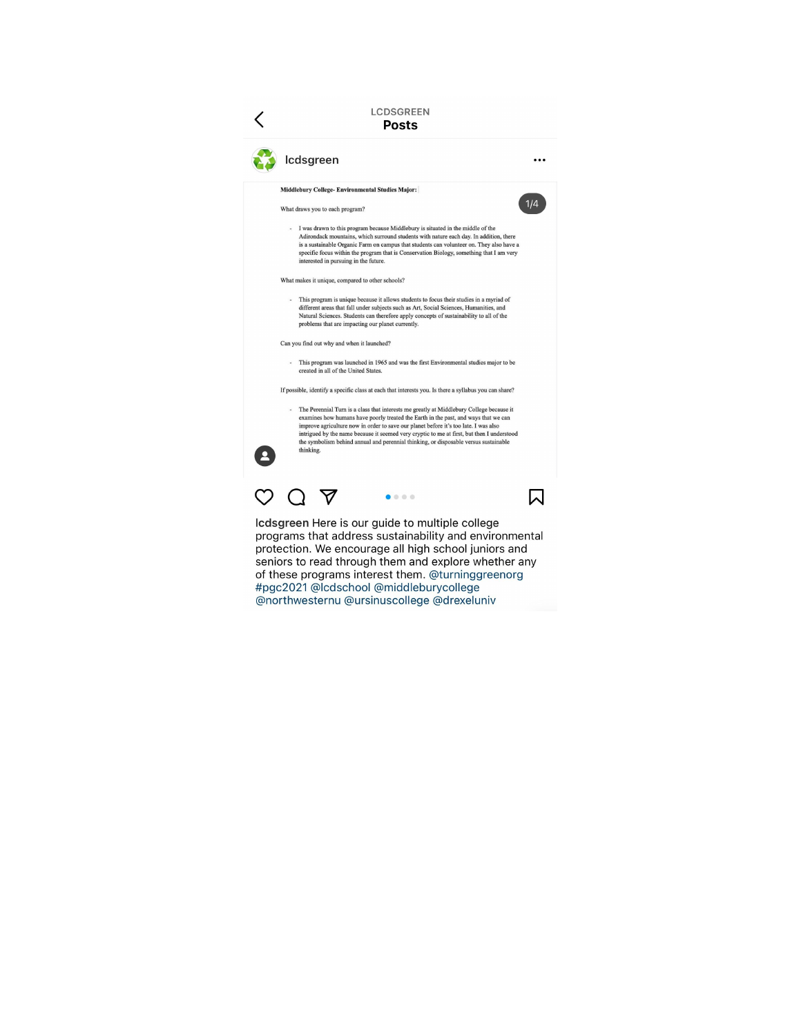LCDSGREEN

**Posts**

lcdsgreen

**Middlebury College- Environmental Studies Major:**

1/4

What draws you to each program?

- I was drawn to this program because Middlebury is situated in the middle of the Adirondack mountains, which surround students with nature each day. In addition, there is a sustainable Organic Farm on campus that students can volunteer on. They also have a specific focus within the program that is Conservation Biology, something that I am very interested in pursuing in the future.

What makes it unique, compared to other schools?

- This program is unique because it allows students to focus their studies in a myriad of different areas that fall under subjects such as Art, Social Sciences, Humanities, and Natural Sciences. Students can therefore apply concepts of sustainability to all of the problems that are impacting our planet currently.

Can you find out why and when it launched?

- This program was launched in 1965 and was the first Environmental studies major to be created in all of the United States.

If possible, identify a specific class at each that interests you. Is there a syllabus you can share?

- The Perennial Turn is a class that interests me greatly at Middlebury College because it examines how humans have poorly treated the Earth in the past, and ways that we can improve agriculture now in order to save our planet before it's too late. I was also intrigued by the name because it seemed very cryptic to me at first, but then I understood the symbolism behind annual and perennial thinking, or disposable versus sustainable thinking.

**lcdsgreen** Here is our guide to multiple college programs that address sustainability and environmental protection. We encourage all high school juniors and seniors to read through them and explore whether any of these programs interest them. @turninggreenorg #pgc2021 @lcdschool @middleburycollege @northwesternu @ursinuscollege @drexeluniv